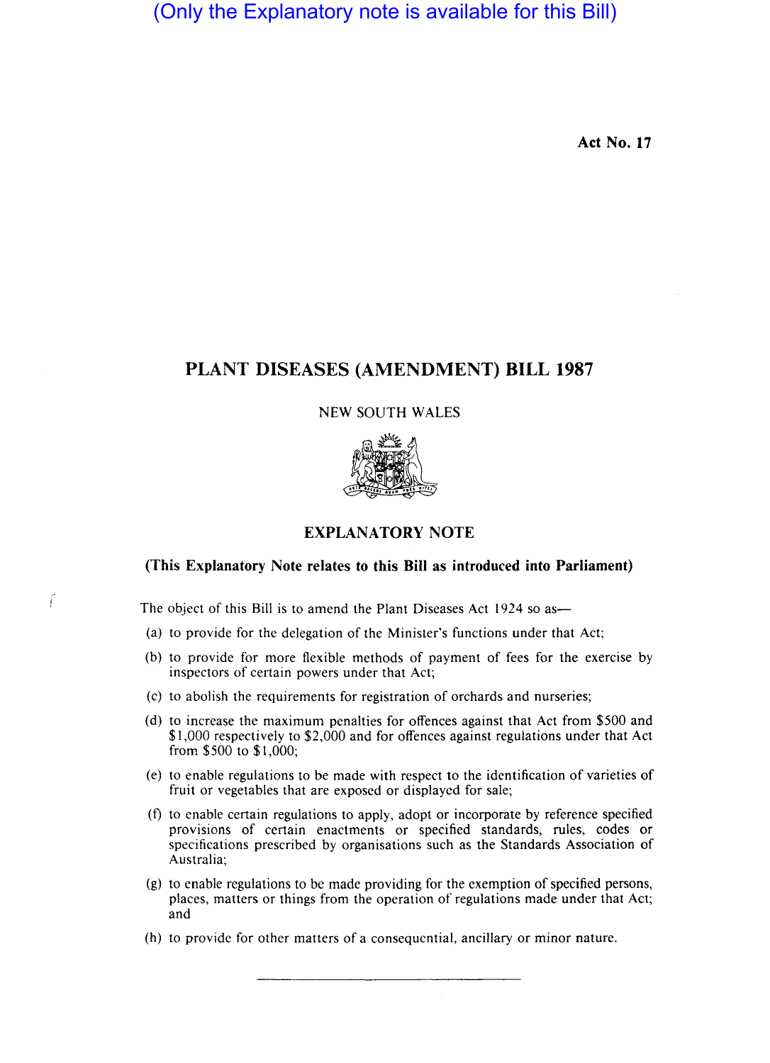(Only the Explanatory note is available for this Bill)

**Act No. 17**

# PLANT DISEASES (AMENDMENT) BILL 1987

NEW SOUTH WALES

## EXPLANATORY NOTE

**(This Explanatory Note relates to this Bill as introduced into Parliament)**

The object of this Bill is to amend the Plant Diseases Act 1924 so as—

(a) to provide for the delegation of the Minister's functions under that Act;

(b) to provide for more flexible methods of payment of fees for the exercise by inspectors of certain powers under that Act;

(c) to abolish the requirements for registration of orchards and nurseries;

(d) to increase the maximum penalties for offences against that Act from $500 and $1,000 respectively to $2,000 and for offences against regulations under that Act from $500 to $1,000;

(e) to enable regulations to be made with respect to the identification of varieties of fruit or vegetables that are exposed or displayed for sale;

(f) to enable certain regulations to apply, adopt or incorporate by reference specified provisions of certain enactments or specified standards, rules, codes or specifications prescribed by organisations such as the Standards Association of Australia;

(g) to enable regulations to be made providing for the exemption of specified persons, places, matters or things from the operation of regulations made under that Act; and

(h) to provide for other matters of a consequential, ancillary or minor nature.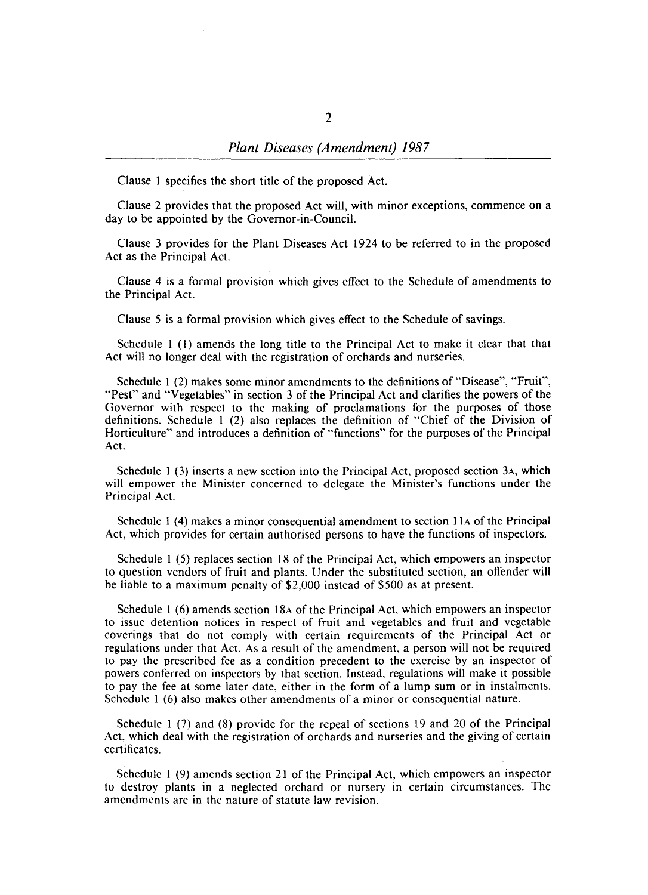Clause 1 specifies the short title of the proposed Act.

Clause 2 provides that the proposed Act will, with minor exceptions, commence on a day to be appointed by the Governor-in-Council.

Clause 3 provides for the Plant Diseases Act 1924 to be referred to in the proposed Act as the Principal Act.

Clause 4 is a formal provision which gives effect to the Schedule of amendments to the Principal Act.

Clause 5 is a formal provision which gives effect to the Schedule of savings.

Schedule 1 (1) amends the long title to the Principal Act to make it clear that that Act will no longer deal with the registration of orchards and nurseries.

Schedule 1 (2) makes some minor amendments to the definitions of "Disease", "Fruit", "Pest" and "Vegetables" in section 3 of the Principal Act and clarifies the powers of the Governor with respect to the making of proclamations for the purposes of those definitions. Schedule 1 (2) also replaces the definition of "Chief of the Division of Horticulture" and introduces a definition of "functions" for the purposes of the Principal Act.

Schedule 1 (3) inserts a new section into the Principal Act, proposed section 3A, which will empower the Minister concerned to delegate the Minister's functions under the Principal Act.

Schedule 1 (4) makes a minor consequential amendment to section 11A of the Principal Act, which provides for certain authorised persons to have the functions of inspectors.

Schedule 1 (5) replaces section 18 of the Principal Act, which empowers an inspector to question vendors of fruit and plants. Under the substituted section, an offender will be liable to a maximum penalty of $2,000 instead of $500 as at present.

Schedule 1 (6) amends section 18A of the Principal Act, which empowers an inspector to issue detention notices in respect of fruit and vegetables and fruit and vegetable coverings that do not comply with certain requirements of the Principal Act or regulations under that Act. As a result of the amendment, a person will not be required to pay the prescribed fee as a condition precedent to the exercise by an inspector of powers conferred on inspectors by that section. Instead, regulations will make it possible to pay the fee at some later date, either in the form of a lump sum or in instalments. Schedule 1 (6) also makes other amendments of a minor or consequential nature.

Schedule 1 (7) and (8) provide for the repeal of sections 19 and 20 of the Principal Act, which deal with the registration of orchards and nurseries and the giving of certain certificates.

Schedule 1 (9) amends section 21 of the Principal Act, which empowers an inspector to destroy plants in a neglected orchard or nursery in certain circumstances. The amendments are in the nature of statute law revision.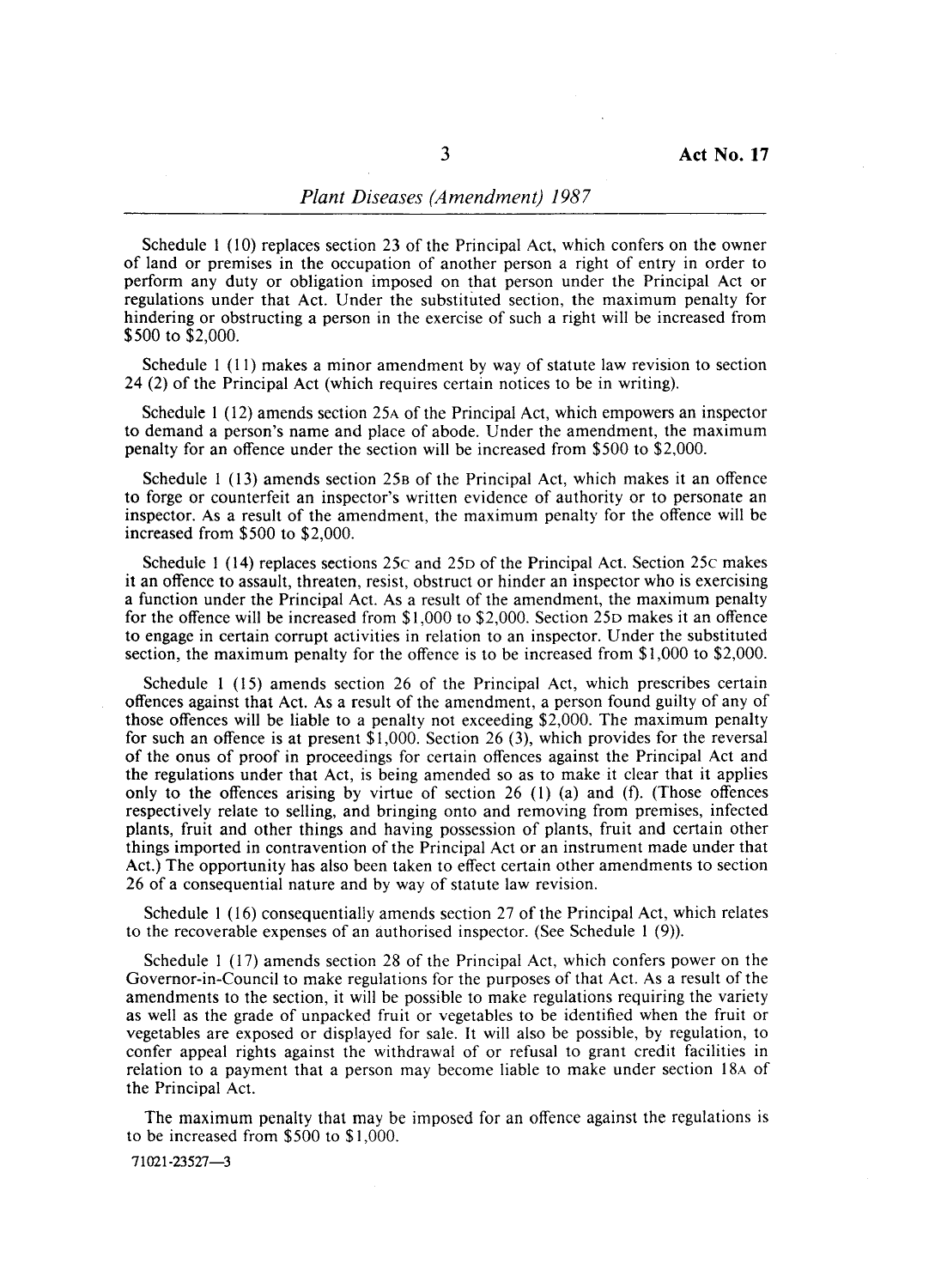Schedule 1 (10) replaces section 23 of the Principal Act, which confers on the owner of land or premises in the occupation of another person a right of entry in order to perform any duty or obligation imposed on that person under the Principal Act or regulations under that Act. Under the substituted section, the maximum penalty for hindering or obstructing a person in the exercise of such a right will be increased from $500 to $2,000.

Schedule 1 (11) makes a minor amendment by way of statute law revision to section 24 (2) of the Principal Act (which requires certain notices to be in writing).

Schedule 1 (12) amends section 25A of the Principal Act, which empowers an inspector to demand a person's name and place of abode. Under the amendment, the maximum penalty for an offence under the section will be increased from $500 to $2,000.

Schedule 1 (13) amends section 25B of the Principal Act, which makes it an offence to forge or counterfeit an inspector's written evidence of authority or to personate an inspector. As a result of the amendment, the maximum penalty for the offence will be increased from $500 to $2,000.

Schedule 1 (14) replaces sections 25C and 25D of the Principal Act. Section 25C makes it an offence to assault, threaten, resist, obstruct or hinder an inspector who is exercising a function under the Principal Act. As a result of the amendment, the maximum penalty for the offence will be increased from $1,000 to $2,000. Section 25D makes it an offence to engage in certain corrupt activities in relation to an inspector. Under the substituted section, the maximum penalty for the offence is to be increased from $1,000 to $2,000.

Schedule 1 (15) amends section 26 of the Principal Act, which prescribes certain offences against that Act. As a result of the amendment, a person found guilty of any of those offences will be liable to a penalty not exceeding $2,000. The maximum penalty for such an offence is at present $1,000. Section 26 (3), which provides for the reversal of the onus of proof in proceedings for certain offences against the Principal Act and the regulations under that Act, is being amended so as to make it clear that it applies only to the offences arising by virtue of section 26 (1) (a) and (f). (Those offences respectively relate to selling, and bringing onto and removing from premises, infected plants, fruit and other things and having possession of plants, fruit and certain other things imported in contravention of the Principal Act or an instrument made under that Act.) The opportunity has also been taken to effect certain other amendments to section 26 of a consequential nature and by way of statute law revision.

Schedule 1 (16) consequentially amends section 27 of the Principal Act, which relates to the recoverable expenses of an authorised inspector. (See Schedule 1 (9)).

Schedule 1 (17) amends section 28 of the Principal Act, which confers power on the Governor-in-Council to make regulations for the purposes of that Act. As a result of the amendments to the section, it will be possible to make regulations requiring the variety as well as the grade of unpacked fruit or vegetables to be identified when the fruit or vegetables are exposed or displayed for sale. It will also be possible, by regulation, to confer appeal rights against the withdrawal of or refusal to grant credit facilities in relation to a payment that a person may become liable to make under section 18A of the Principal Act.

The maximum penalty that may be imposed for an offence against the regulations is to be increased from $500 to $1,000.

71021-23527—3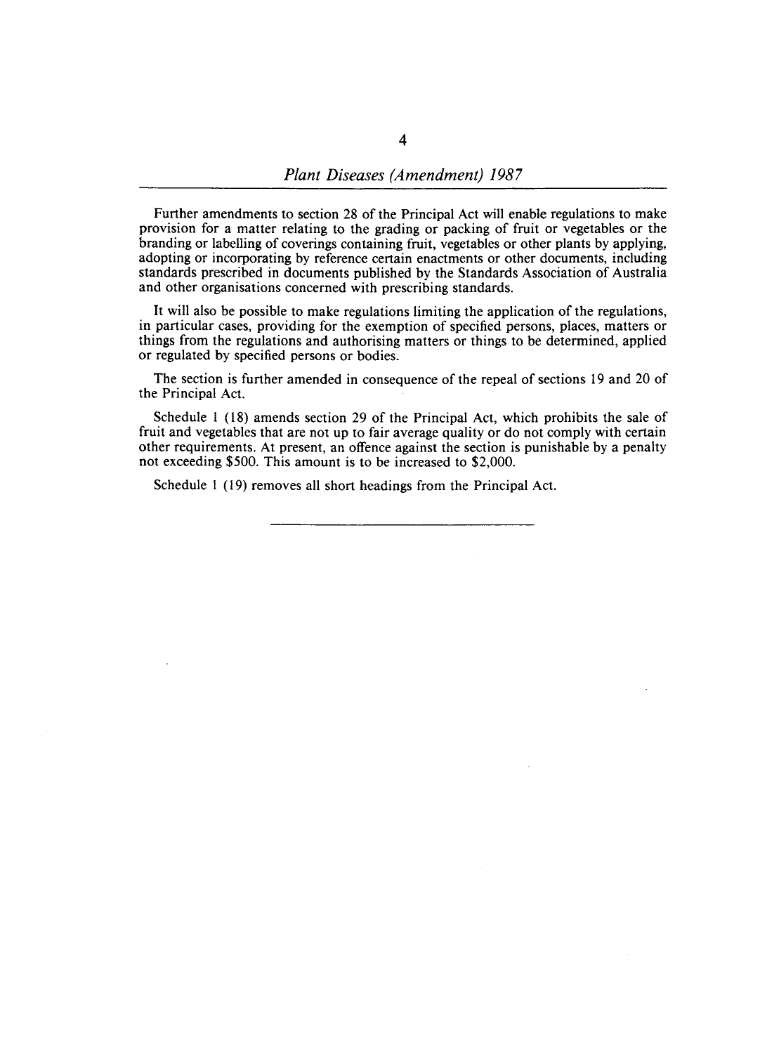Further amendments to section 28 of the Principal Act will enable regulations to make provision for a matter relating to the grading or packing of fruit or vegetables or the branding or labelling of coverings containing fruit, vegetables or other plants by applying, adopting or incorporating by reference certain enactments or other documents, including standards prescribed in documents published by the Standards Association of Australia and other organisations concerned with prescribing standards.

It will also be possible to make regulations limiting the application of the regulations, in particular cases, providing for the exemption of specified persons, places, matters or things from the regulations and authorising matters or things to be determined, applied or regulated by specified persons or bodies.

The section is further amended in consequence of the repeal of sections 19 and 20 of the Principal Act.

Schedule 1 (18) amends section 29 of the Principal Act, which prohibits the sale of fruit and vegetables that are not up to fair average quality or do not comply with certain other requirements. At present, an offence against the section is punishable by a penalty not exceeding $500. This amount is to be increased to $2,000.

Schedule 1 (19) removes all short headings from the Principal Act.